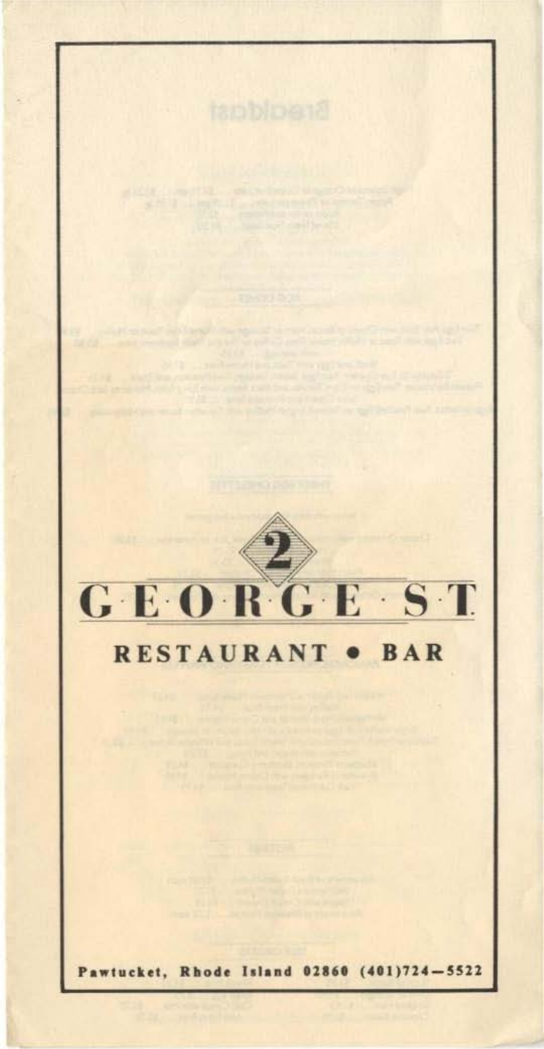# 2 GEORGE ST

## RESTAURANT • BAR

**Pawtucket, Rhode Island 02860 (401)724–5522**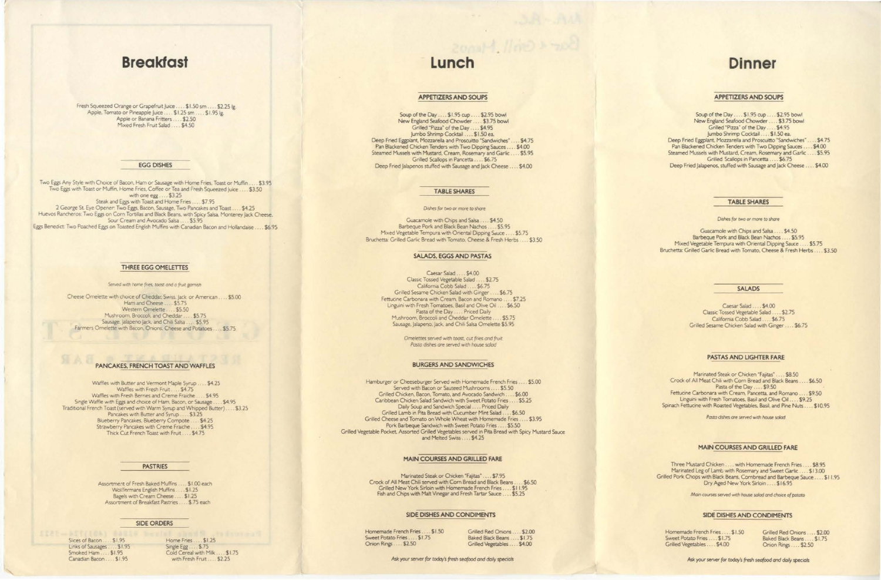# Breakfast

Fresh Squeezed Orange or Grapefruit Juice . . . . $1.50 sm . . . . $2.25 lg.
Apple, Tomato or Pineapple Juice . . . . $1.25 sm . . . . $1.95 lg.
Apple or Banana Fritters . . . . $2.50
Mixed Fresh Fruit Salad . . . . $4.50

## EGG DISHES

Two Eggs Any Style with Choice of Bacon, Ham or Sausage with Home Fries, Toast or Muffin . . . . $3.95
Two Eggs with Toast or Muffin, Home Fries, Coffee or Tea and Fresh Squeezed Juice . . . . $3.50
with one egg . . . . $3.25
Steak and Eggs with Toast and Home Fries . . . . $7.95
2 George St. Eye Opener: Two Eggs, Bacon, Sausage, Two Pancakes and Toast . . . . $4.25
Huevos Rancheros: Two Eggs on Corn Tortillas and Black Beans, with Spicy Salsa, Monterey Jack Cheese, Sour Cream and Avocado Salsa . . . . $5.95
Eggs Benedict: Two Poached Eggs on Toasted English Muffins with Canadian Bacon and Hollandaise . . . . $6.95

## THREE EGG OMELETTES

*Served with home fries, toast and a fruit garnish*

Cheese Omelette with choice of Cheddar, Swiss, Jack or American . . . . $5.00
Ham and Cheese . . . . $5.75
Western Omelette . . . . $5.50
Mushroom, Broccoli, and Cheddar . . . . $5.75
Sausage, Jalapeno Jack, and Chili Salsa . . . . $5.95
Farmers Omelette with Bacon, Onions, Cheese and Potatoes . . . . $5.75

## PANCAKES, FRENCH TOAST AND WAFFLES

Waffles with Butter and Vermont Maple Syrup . . . . $4.25
Waffles with Fresh Fruit . . . . $4.75
Waffles with Fresh Berries and Creme Fraiche . . . . $4.95
Single Waffle with Eggs and choice of Ham, Bacon, or Sausage . . . . $4.95
Traditional French Toast (served with Warm Syrup and Whipped Butter) . . . . $3.25
Pancakes with Butter and Syrup . . . . $3.25
Blueberry Pancakes, Blueberry Compote . . . . $4.25
Strawberry Pancakes with Creme Fraiche . . . . $4.95
Thick Cut French Toast with Fruit . . . . $4.75

## PASTRIES

Assortment of Fresh Baked Muffins . . . . $1.00 each
Wolfermans English Muffins . . . . $1.25
Bagels with Cream Cheese . . . . $1.25
Assortment of Breakfast Pastries . . . . $.75 each

## SIDE ORDERS

Slices of Bacon . . . . $1.95
Links of Sausages . . . . $1.95
Smoked Ham . . . . $1.95
Canadian Bacon . . . . $1.95
Home Fries . . . . $1.25
Single Egg . . . . $.75
Cold Cereal with Milk . . . . $1.75
with Fresh Fruit . . . . $2.25

# Lunch

## APPETIZERS AND SOUPS

Soup of the Day . . . . $1.95 cup . . . . $2.95 bowl
New England Seafood Chowder . . . . $3.75 bowl
Grilled "Pizza" of the Day . . . . $4.95
Jumbo Shrimp Cocktail . . . . $1.50 ea.
Deep Fried Eggplant, Mozzarella and Proscuitto "Sandwiches" . . . . $4.75
Pan Blackened Chicken Tenders with Two Dipping Sauces . . . . $4.00
Steamed Mussels with Mustard, Cream, Rosemary and Garlic . . . . $5.95
Grilled Scallops in Pancetta . . . . $6.75
Deep Fried Jalapenos stuffed with Sausage and Jack Cheese . . . . $4.00

## TABLE SHARES

*Dishes for two or more to share*

Guacamole with Chips and Salsa . . . . $4.50
Barbeque Pork and Black Bean Nachos . . . . $5.95
Mixed Vegetable Tempura with Oriental Dipping Sauce . . . . $5.75
Bruchetta: Grilled Garlic Bread with Tomato, Cheese & Fresh Herbs . . . . $3.50

## SALADS, EGGS AND PASTAS

Caesar Salad . . . . $4.00
Classic Tossed Vegetable Salad . . . . $2.75
California Cobb Salad . . . . $6.75
Grilled Sesame Chicken Salad with Ginger . . . . $6.75
Fettucine Carbonara with Cream, Bacon and Romano . . . . $7.25
Linguini with Fresh Tomatoes, Basil and Olive Oil . . . . $6.50
Pasta of the Day . . . . Priced Daily
Mushroom, Broccoli and Cheddar Omelette . . . . $5.75
Sausage, Jalapeno, Jack, and Chili Salsa Omelette $5.95

*Omelettes served with toast, cut fries and fruit*
*Pasta dishes are served with house salad*

## BURGERS AND SANDWICHES

Hamburger or Cheeseburger Served with Homemade French Fries . . . . $5.00
Served with Bacon or Sauteed Mushrooms . . . . $5.50
Grilled Chicken, Bacon, Tomato, and Avocado Sandwich . . . . $6.00
Caribbean Chicken Salad Sandwich with Sweet Potato Fries . . . . $5.25
Daily Soup and Sandwich Special . . . . Priced Daily
Grilled Lamb in Pita Bread with Cucumber Mint Salad . . . . $6.50
Grilled Cheese and Tomato on Whole Wheat with Homemade Fries . . . . $3.95
Pork Barbeque Sandwich with Sweet Potato Fries . . . . $5.50
Grilled Vegetable Pocket, Assorted Grilled Vegetables served in Pita Bread with Spicy Mustard Sauce and Melted Swiss . . . . $4.25

## MAIN COURSES AND GRILLED FARE

Marinated Steak or Chicken "Fajitas" . . . . $7.95
Crock of All Meat Chili served with Corn Bread and Black Beans . . . . $6.50
Grilled New York Sirloin with Homemade French Fries . . . . $11.95
Fish and Chips with Malt Vinegar and Fresh Tartar Sauce . . . . $5.25

## SIDE DISHES AND CONDIMENTS

Homemade French Fries . . . . $1.50
Sweet Potato Fries . . . . $1.75
Onion Rings . . . . $2.50
Grilled Red Onions . . . . $2.00
Baked Black Beans . . . . $1.75
Grilled Vegetables . . . . $4.00

*Ask your server for today's fresh seafood and daily specials*

# Dinner

## APPETIZERS AND SOUPS

Soup of the Day . . . . $1.95 cup . . . . $2.95 bowl
New England Seafood Chowder . . . . $3.75 bowl
Grilled "Pizza" of the Day . . . . $4.95
Jumbo Shrimp Cocktail . . . . $1.50 ea.
Deep Fried Eggplant, Mozzarella and Proscuitto "Sandwiches" . . . . $4.75
Pan Blackened Chicken Tenders with Two Dipping Sauces . . . . $4.00
Steamed Mussels with Mustard, Cream, Rosemary and Garlic . . . . $5.95
Grilled Scallops in Pancetta . . . . $6.75
Deep Fried Jalapenos, stuffed with Sausage and Jack Cheese . . . . $4.00

## TABLE SHARES

*Dishes for two or more to share*

Guacamole with Chips and Salsa . . . . $4.50
Barbeque Pork and Black Bean Nachos . . . . $5.95
Mixed Vegetable Tempura with Oriental Dipping Sauce . . . . $5.75
Bruchetta: Grilled Garlic Bread with Tomato, Cheese & Fresh Herbs . . . . $3.50

## SALADS

Caesar Salad . . . . $4.00
Classic Tossed Vegetable Salad . . . . $2.75
California Cobb Salad . . . . $6.75
Grilled Sesame Chicken Salad with Ginger . . . . $6.75

## PASTAS AND LIGHTER FARE

Marinated Steak or Chicken "Fajitas" . . . . $8.50
Crock of All Meat Chili with Corn Bread and Black Beans . . . . $6.50
Pasta of the Day . . . . $9.50
Fettucine Carbonara with Cream, Pancetta, and Romano . . . . $9.50
Linguini with Fresh Tomatoes, Basil and Olive Oil . . . . $9.25
Spinach Fettucine with Roasted Vegetables, Basil, and Pine Nuts . . . . $10.95

*Pasta dishes are served with house salad*

## MAIN COURSES AND GRILLED FARE

Three Mustard Chicken . . . . with Homemade French Fries . . . . $8.95
Marinated Leg of Lamb with Rosemary and Sweet Garlic . . . . $13.00
Grilled Pork Chops with Black Beans, Cornbread and Barbeque Sauce . . . . $11.95
Dry Aged New York Sirloin . . . . $16.95

*Main courses served with house salad and choice of potato*

## SIDE DISHES AND CONDIMENTS

Homemade French Fries . . . . $1.50
Sweet Potato Fries . . . . $1.75
Grilled Vegetables . . . . $4.00
Grilled Red Onions . . . . $2.00
Baked Black Beans . . . . $1.75
Onion Rings . . . . $2.50

*Ask your server for today's fresh seafood and daily specials*